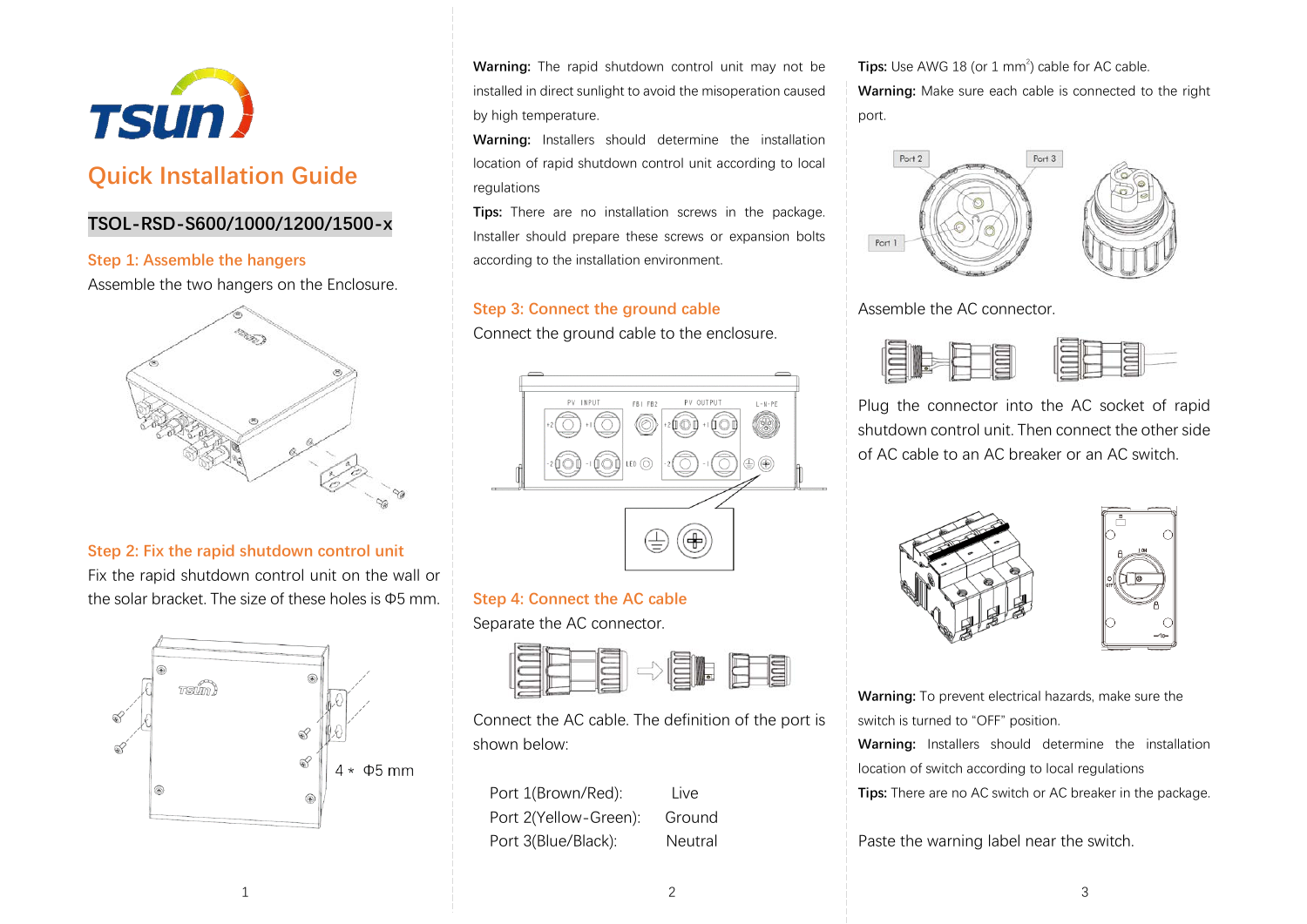# Quick Installation Guide

**TSOL-RSD-S600/1000/1200/1500-x**

## Step 1: Assemble the hangers

Assemble the two hangers on the Enclosure.

## Step 2: Fix the rapid shutdown control unit

Fix the rapid shutdown control unit on the wall or the solar bracket. The size of these holes is Φ5 mm.

4 * Φ5 mm

**Warning:** The rapid shutdown control unit may not be installed in direct sunlight to avoid the misoperation caused by high temperature.

**Warning:** Installers should determine the installation location of rapid shutdown control unit according to local regulations

**Tips:** There are no installation screws in the package. Installer should prepare these screws or expansion bolts according to the installation environment.

## Step 3: Connect the ground cable

Connect the ground cable to the enclosure.

## Step 4: Connect the AC cable

Separate the AC connector.

Connect the AC cable. The definition of the port is shown below:

| | |
|---|---|
| Port 1(Brown/Red): | Live |
| Port 2(Yellow-Green): | Ground |
| Port 3(Blue/Black): | Neutral |

**Tips:** Use AWG 18 (or 1 $mm^2$) cable for AC cable.

**Warning:** Make sure each cable is connected to the right port.

Port 2 Port 3 Port 1

Assemble the AC connector.

Plug the connector into the AC socket of rapid shutdown control unit. Then connect the other side of AC cable to an AC breaker or an AC switch.

**Warning:** To prevent electrical hazards, make sure the switch is turned to "OFF" position.

**Warning:** Installers should determine the installation location of switch according to local regulations

**Tips:** There are no AC switch or AC breaker in the package.

Paste the warning label near the switch.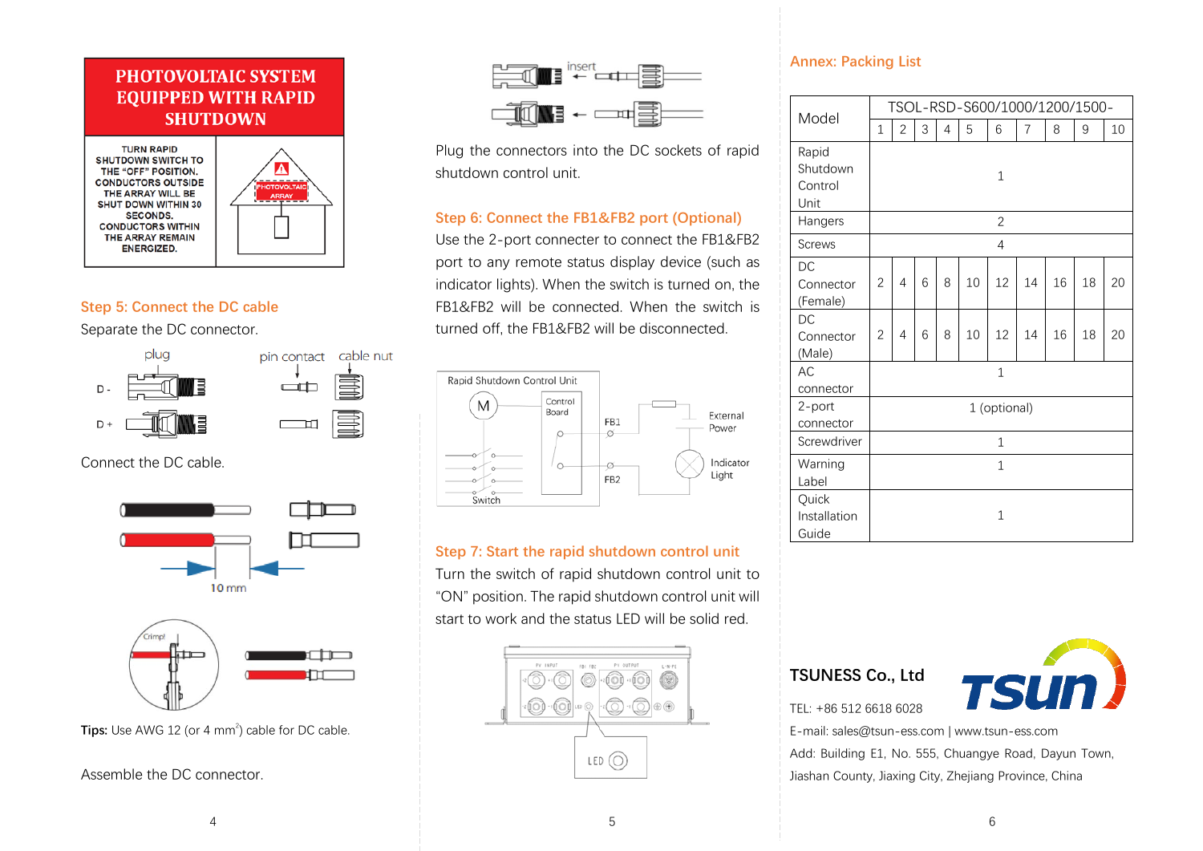PHOTOVOLTAIC SYSTEM EQUIPPED WITH RAPID SHUTDOWN

TURN RAPID SHUTDOWN SWITCH TO THE "OFF" POSITION. CONDUCTORS OUTSIDE THE ARRAY WILL BE SHUT DOWN WITHIN 30 SECONDS. CONDUCTORS WITHIN THE ARRAY REMAIN ENERGIZED.

PHOTOVOLTAIC ARRAY

## Step 5: Connect the DC cable

Separate the DC connector.

plug

pin contact

cable nut

D -

D +

Connect the DC cable.

10 mm

Crimp!

**Tips:** Use AWG 12 (or 4 mm²) cable for DC cable.

Assemble the DC connector.

insert

Plug the connectors into the DC sockets of rapid shutdown control unit.

## Step 6: Connect the FB1&FB2 port (Optional)

Use the 2-port connecter to connect the FB1&FB2 port to any remote status display device (such as indicator lights). When the switch is turned on, the FB1&FB2 will be connected. When the switch is turned off, the FB1&FB2 will be disconnected.

Rapid Shutdown Control Unit

M

Control Board

FB1

FB2

Switch

External Power

Indicator Light

## Step 7: Start the rapid shutdown control unit

Turn the switch of rapid shutdown control unit to "ON" position. The rapid shutdown control unit will start to work and the status LED will be solid red.

PV INPUT

FB1 FB2

PV OUTPUT

L-N-PE

LED

## Annex: Packing List

| Model | TSOL-RSD-S600/1000/1200/1500- | | | | | | | | | |
|---|---|---|---|---|---|---|---|---|---|---|
| | 1 | 2 | 3 | 4 | 5 | 6 | 7 | 8 | 9 | 10 |
| Rapid Shutdown Control Unit | 1 | | | | | | | | | |
| Hangers | 2 | | | | | | | | | |
| Screws | 4 | | | | | | | | | |
| DC Connector (Female) | 2 | 4 | 6 | 8 | 10 | 12 | 14 | 16 | 18 | 20 |
| DC Connector (Male) | 2 | 4 | 6 | 8 | 10 | 12 | 14 | 16 | 18 | 20 |
| AC connector | 1 | | | | | | | | | |
| 2-port connector | 1 (optional) | | | | | | | | | |
| Screwdriver | 1 | | | | | | | | | |
| Warning Label | 1 | | | | | | | | | |
| Quick Installation Guide | 1 | | | | | | | | | |

**TSUNESS Co., Ltd**

TSUN

TEL: +86 512 6618 6028

E-mail: sales@tsun-ess.com | www.tsun-ess.com

Add: Building E1, No. 555, Chuangye Road, Dayun Town, Jiashan County, Jiaxing City, Zhejiang Province, China